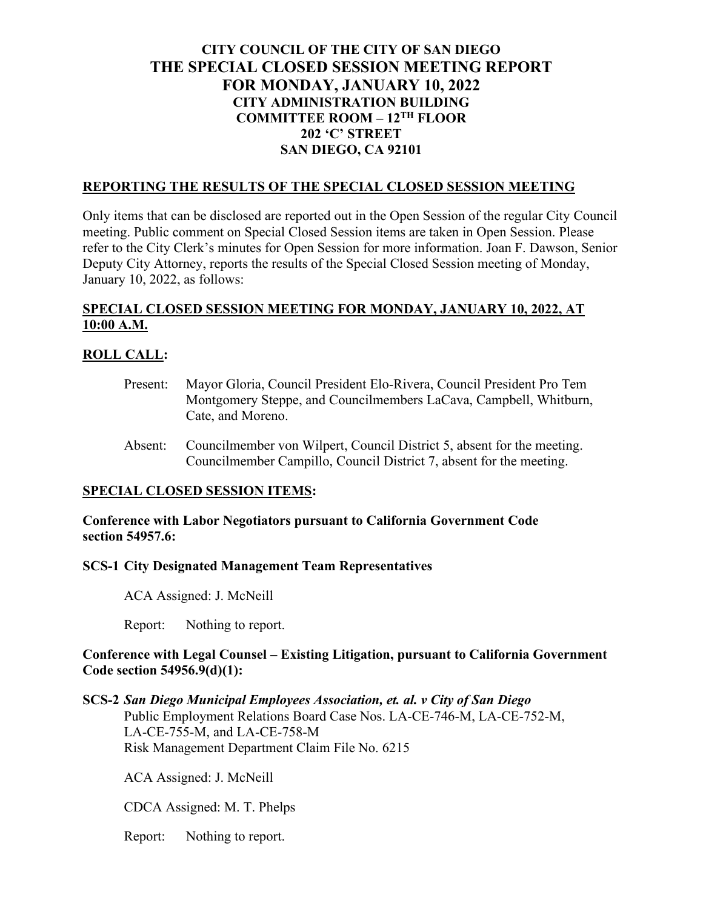# CITY COUNCIL OF THE CITY OF SAN DIEGO
# THE SPECIAL CLOSED SESSION MEETING REPORT
# FOR MONDAY, JANUARY 10, 2022
## CITY ADMINISTRATION BUILDING
## COMMITTEE ROOM – 12TH FLOOR
## 202 'C' STREET
## SAN DIEGO, CA 92101

**REPORTING THE RESULTS OF THE SPECIAL CLOSED SESSION MEETING**

Only items that can be disclosed are reported out in the Open Session of the regular City Council meeting. Public comment on Special Closed Session items are taken in Open Session. Please refer to the City Clerk's minutes for Open Session for more information. Joan F. Dawson, Senior Deputy City Attorney, reports the results of the Special Closed Session meeting of Monday, January 10, 2022, as follows:

**SPECIAL CLOSED SESSION MEETING FOR MONDAY, JANUARY 10, 2022, AT 10:00 A.M.**

**ROLL CALL:**

Present: Mayor Gloria, Council President Elo-Rivera, Council President Pro Tem Montgomery Steppe, and Councilmembers LaCava, Campbell, Whitburn, Cate, and Moreno.

Absent: Councilmember von Wilpert, Council District 5, absent for the meeting. Councilmember Campillo, Council District 7, absent for the meeting.

**SPECIAL CLOSED SESSION ITEMS:**

**Conference with Labor Negotiators pursuant to California Government Code section 54957.6:**

**SCS-1 City Designated Management Team Representatives**

ACA Assigned: J. McNeill

Report: Nothing to report.

**Conference with Legal Counsel – Existing Litigation, pursuant to California Government Code section 54956.9(d)(1):**

**SCS-2 *San Diego Municipal Employees Association, et. al. v City of San Diego***
Public Employment Relations Board Case Nos. LA-CE-746-M, LA-CE-752-M, LA-CE-755-M, and LA-CE-758-M
Risk Management Department Claim File No. 6215

ACA Assigned: J. McNeill

CDCA Assigned: M. T. Phelps

Report: Nothing to report.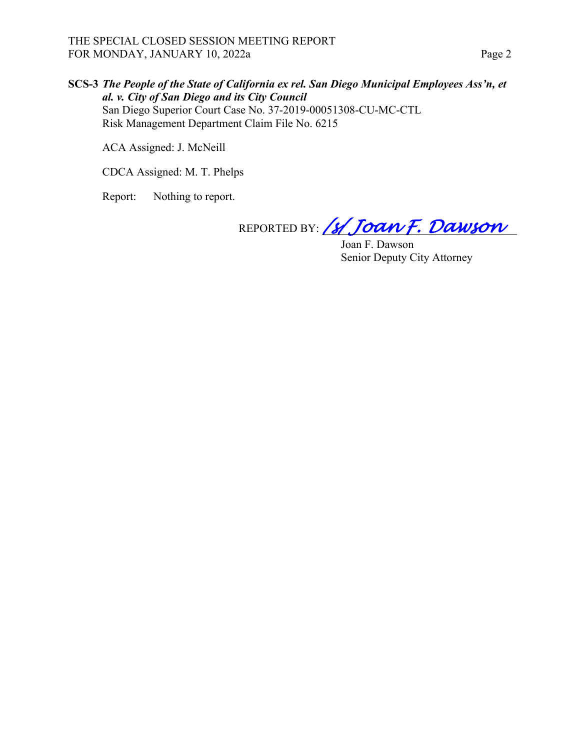**SCS-3** ***The People of the State of California ex rel. San Diego Municipal Employees Ass'n, et al. v. City of San Diego and its City Council***

San Diego Superior Court Case No. 37-2019-00051308-CU-MC-CTL
Risk Management Department Claim File No. 6215

ACA Assigned: J. McNeill

CDCA Assigned: M. T. Phelps

Report: Nothing to report.

REPORTED BY: /s/ Joan F. Dawson

Joan F. Dawson
Senior Deputy City Attorney